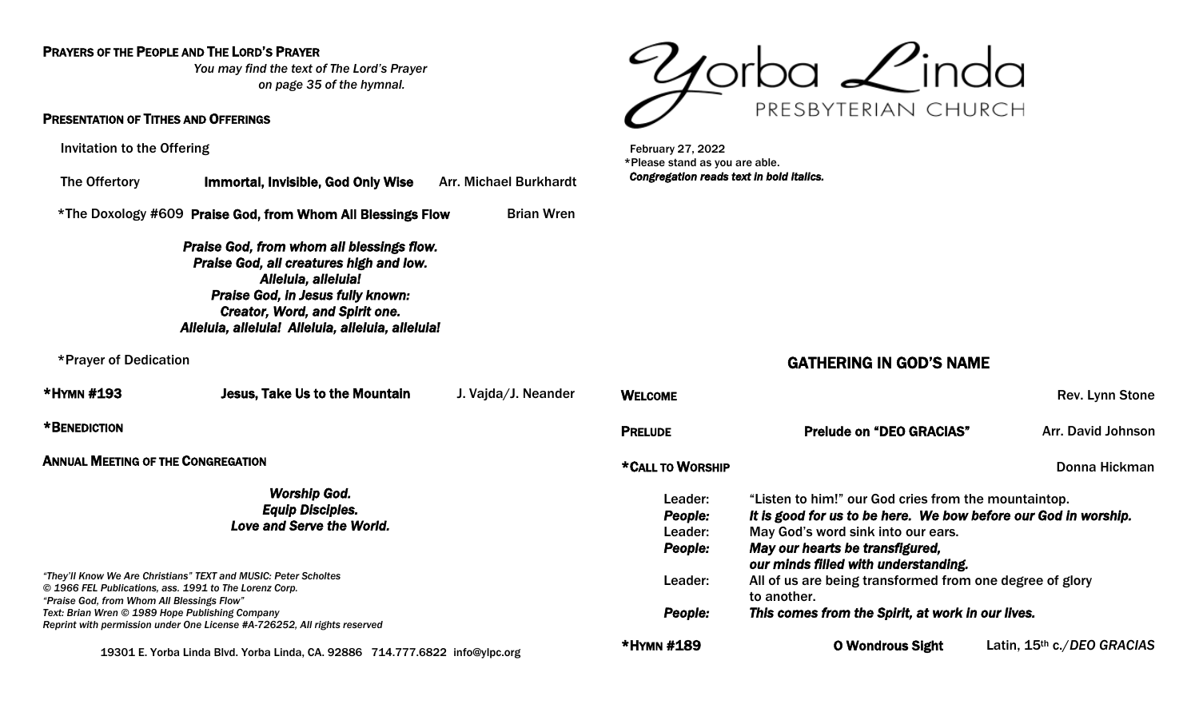# Yorba Linda Presbyterian Church

February 27, 2022
*Please stand as you are able.
***Congregation reads text in bold italics.***

## GATHERING IN GOD'S NAME

**WELCOME** Rev. Lynn Stone

**PRELUDE** **Prelude on "DEO GRACIAS"** Arr. David Johnson

***CALL TO WORSHIP** Donna Hickman

Leader: "Listen to him!" our God cries from the mountaintop.
*People:* ***It is good for us to be here. We bow before our God in worship.***
Leader: May God's word sink into our ears.
*People:* ***May our hearts be transfigured, our minds filled with understanding.***
Leader: All of us are being transformed from one degree of glory to another.
*People:* ***This comes from the Spirit, at work in our lives.***

***HYMN #189** **O Wondrous Sight** Latin, 15th c./*DEO GRACIAS*

**PRAYERS OF THE PEOPLE AND THE LORD'S PRAYER**

*You may find the text of The Lord's Prayer on page 35 of the hymnal.*

**PRESENTATION OF TITHES AND OFFERINGS**

Invitation to the Offering

The Offertory **Immortal, Invisible, God Only Wise** Arr. Michael Burkhardt

*The Doxology #609 **Praise God, from Whom All Blessings Flow** Brian Wren

***Praise God, from whom all blessings flow.***
***Praise God, all creatures high and low.***
***Alleluia, alleluia!***
***Praise God, in Jesus fully known:***
***Creator, Word, and Spirit one.***
***Alleluia, alleluia! Alleluia, alleluia, alleluia!***

*Prayer of Dedication

***HYMN #193** **Jesus, Take Us to the Mountain** J. Vajda/J. Neander

***BENEDICTION**

**ANNUAL MEETING OF THE CONGREGATION**

***Worship God.***
***Equip Disciples.***
***Love and Serve the World.***

*"They'll Know We Are Christians" TEXT and MUSIC: Peter Scholtes*
*© 1966 FEL Publications, ass. 1991 to The Lorenz Corp.*
*"Praise God, from Whom All Blessings Flow"*
*Text: Brian Wren © 1989 Hope Publishing Company*
*Reprint with permission under One License #A-726252, All rights reserved*

19301 E. Yorba Linda Blvd. Yorba Linda, CA. 92886 714.777.6822 info@ylpc.org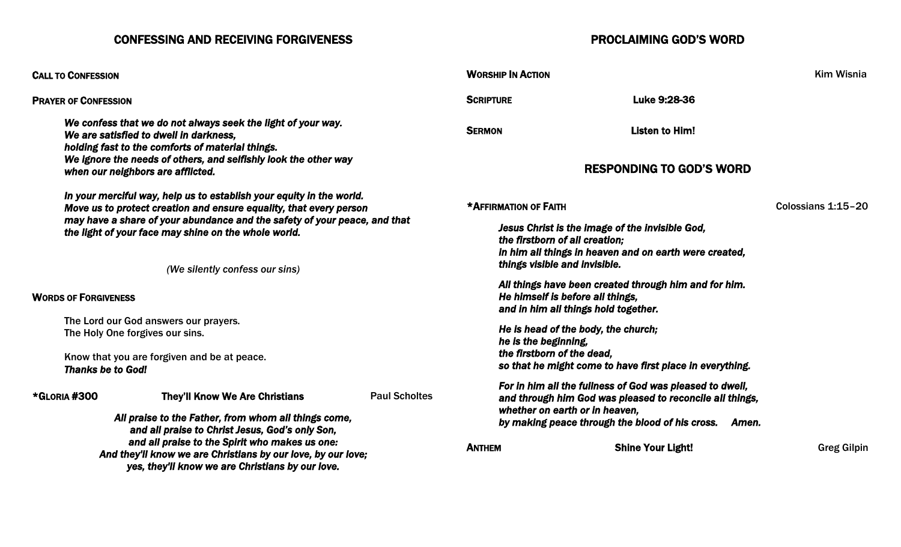## CONFESSING AND RECEIVING FORGIVENESS

**Call to Confession**

**Prayer of Confession**

***We confess that we do not always seek the light of your way.***
***We are satisfied to dwell in darkness,***
***holding fast to the comforts of material things.***
***We ignore the needs of others, and selfishly look the other way***
***when our neighbors are afflicted.***

***In your merciful way, help us to establish your equity in the world.***
***Move us to protect creation and ensure equality, that every person***
***may have a share of your abundance and the safety of your peace, and that***
***the light of your face may shine on the whole world.***

*(We silently confess our sins)*

**Words of Forgiveness**

The Lord our God answers our prayers.
The Holy One forgives our sins.

Know that you are forgiven and be at peace.
***Thanks be to God!***

**\*Gloria #300** — **They'll Know We Are Christians** — Paul Scholtes

***All praise to the Father, from whom all things come,***
***and all praise to Christ Jesus, God's only Son,***
***and all praise to the Spirit who makes us one:***
***And they'll know we are Christians by our love, by our love;***
***yes, they'll know we are Christians by our love.***

## PROCLAIMING GOD'S WORD

**Worship In Action** — Kim Wisnia

**Scripture** — **Luke 9:28-36**

**Sermon** — **Listen to Him!**

## RESPONDING TO GOD'S WORD

**\*Affirmation of Faith** — Colossians 1:15–20

***Jesus Christ is the image of the invisible God,***
***the firstborn of all creation;***
***in him all things in heaven and on earth were created,***
***things visible and invisible.***

***All things have been created through him and for him.***
***He himself is before all things,***
***and in him all things hold together.***

***He is head of the body, the church;***
***he is the beginning,***
***the firstborn of the dead,***
***so that he might come to have first place in everything.***

***For in him all the fullness of God was pleased to dwell,***
***and through him God was pleased to reconcile all things,***
***whether on earth or in heaven,***
***by making peace through the blood of his cross. Amen.***

**Anthem** — **Shine Your Light!** — Greg Gilpin